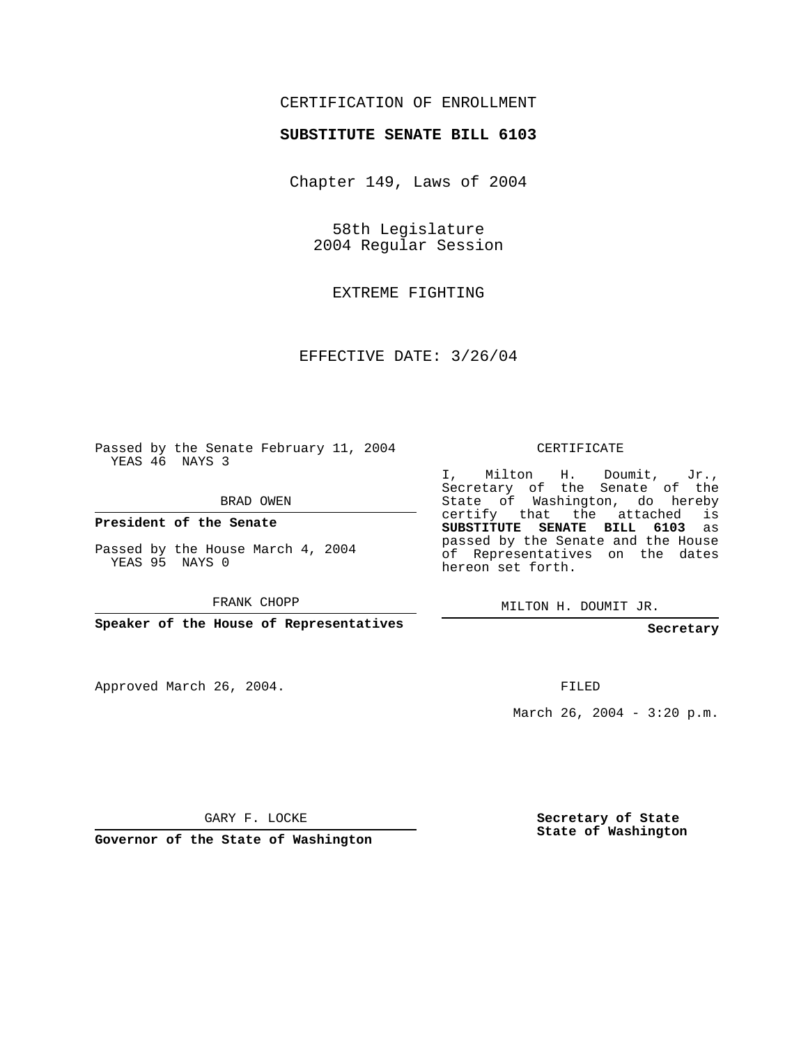CERTIFICATION OF ENROLLMENT

**SUBSTITUTE SENATE BILL 6103**

Chapter 149, Laws of 2004

58th Legislature
2004 Regular Session

EXTREME FIGHTING

EFFECTIVE DATE: 3/26/04

Passed by the Senate February 11, 2004
YEAS 46 NAYS 3

BRAD OWEN

**President of the Senate**

Passed by the House March 4, 2004
YEAS 95 NAYS 0

FRANK CHOPP

**Speaker of the House of Representatives**

Approved March 26, 2004.

GARY F. LOCKE

**Governor of the State of Washington**

CERTIFICATE

I, Milton H. Doumit, Jr., Secretary of the Senate of the State of Washington, do hereby certify that the attached is **SUBSTITUTE SENATE BILL 6103** as passed by the Senate and the House of Representatives on the dates hereon set forth.

MILTON H. DOUMIT JR.

**Secretary**

FILED

March 26, 2004 - 3:20 p.m.

**Secretary of State**
**State of Washington**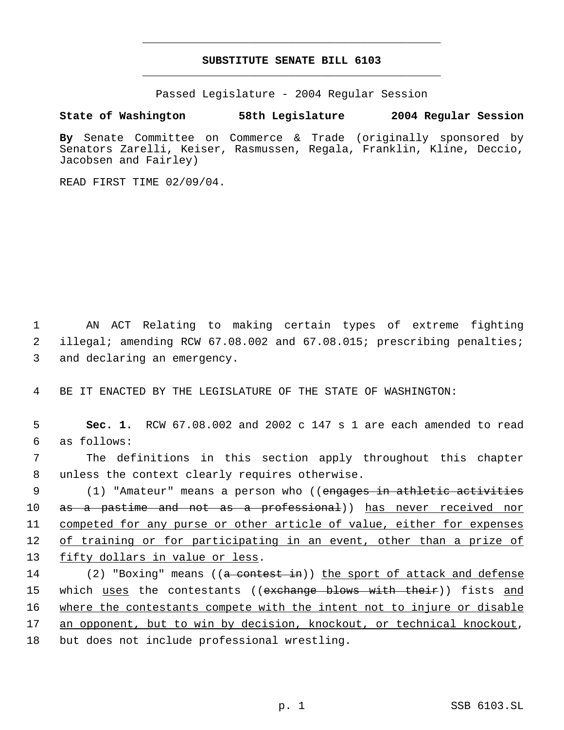# SUBSTITUTE SENATE BILL 6103

Passed Legislature - 2004 Regular Session

**State of Washington 58th Legislature 2004 Regular Session**

**By** Senate Committee on Commerce & Trade (originally sponsored by Senators Zarelli, Keiser, Rasmussen, Regala, Franklin, Kline, Deccio, Jacobsen and Fairley)

READ FIRST TIME 02/09/04.

AN ACT Relating to making certain types of extreme fighting illegal; amending RCW 67.08.002 and 67.08.015; prescribing penalties; and declaring an emergency.

BE IT ENACTED BY THE LEGISLATURE OF THE STATE OF WASHINGTON:

**Sec. 1.** RCW 67.08.002 and 2002 c 147 s 1 are each amended to read as follows:

The definitions in this section apply throughout this chapter unless the context clearly requires otherwise.

(1) "Amateur" means a person who ((~~engages in athletic activities as a pastime and not as a professional~~)) <u>has never received nor competed for any purse or other article of value, either for expenses of training or for participating in an event, other than a prize of fifty dollars in value or less</u>.

(2) "Boxing" means ((~~a contest in~~)) <u>the sport of attack and defense which</u> <u>uses</u> the contestants ((~~exchange blows with their~~)) fists <u>and where the contestants compete with the intent not to injure or disable an opponent, but to win by decision, knockout, or technical knockout</u>, but does not include professional wrestling.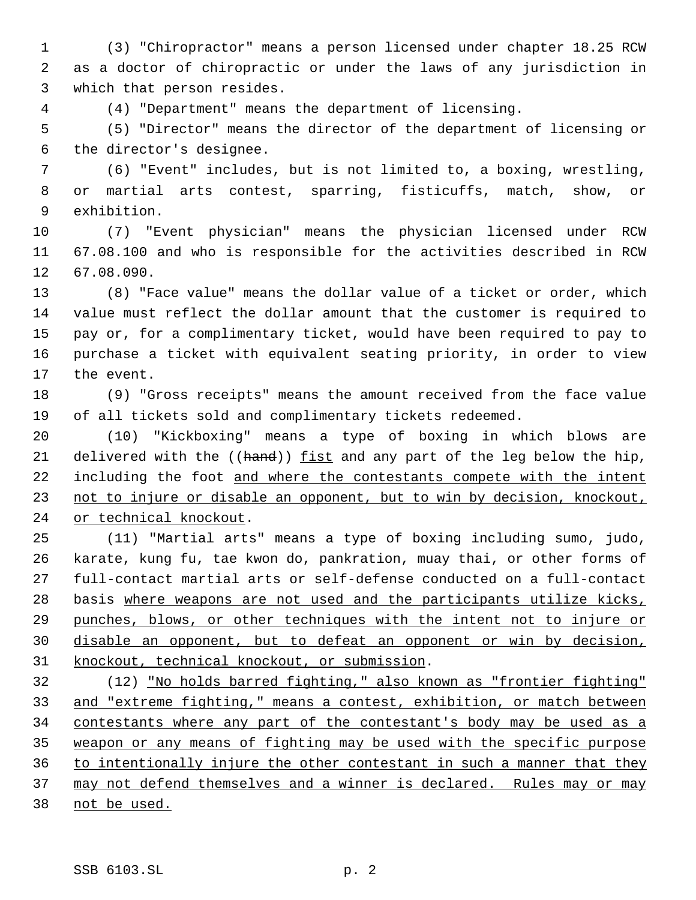(3) "Chiropractor" means a person licensed under chapter 18.25 RCW as a doctor of chiropractic or under the laws of any jurisdiction in which that person resides.

(4) "Department" means the department of licensing.

(5) "Director" means the director of the department of licensing or the director's designee.

(6) "Event" includes, but is not limited to, a boxing, wrestling, or martial arts contest, sparring, fisticuffs, match, show, or exhibition.

(7) "Event physician" means the physician licensed under RCW 67.08.100 and who is responsible for the activities described in RCW 67.08.090.

(8) "Face value" means the dollar value of a ticket or order, which value must reflect the dollar amount that the customer is required to pay or, for a complimentary ticket, would have been required to pay to purchase a ticket with equivalent seating priority, in order to view the event.

(9) "Gross receipts" means the amount received from the face value of all tickets sold and complimentary tickets redeemed.

(10) "Kickboxing" means a type of boxing in which blows are delivered with the ((~~hand~~)) fist and any part of the leg below the hip, including the foot and where the contestants compete with the intent not to injure or disable an opponent, but to win by decision, knockout, or technical knockout.

(11) "Martial arts" means a type of boxing including sumo, judo, karate, kung fu, tae kwon do, pankration, muay thai, or other forms of full-contact martial arts or self-defense conducted on a full-contact basis where weapons are not used and the participants utilize kicks, punches, blows, or other techniques with the intent not to injure or disable an opponent, but to defeat an opponent or win by decision, knockout, technical knockout, or submission.

(12) "No holds barred fighting," also known as "frontier fighting" and "extreme fighting," means a contest, exhibition, or match between contestants where any part of the contestant's body may be used as a weapon or any means of fighting may be used with the specific purpose to intentionally injure the other contestant in such a manner that they may not defend themselves and a winner is declared. Rules may or may not be used.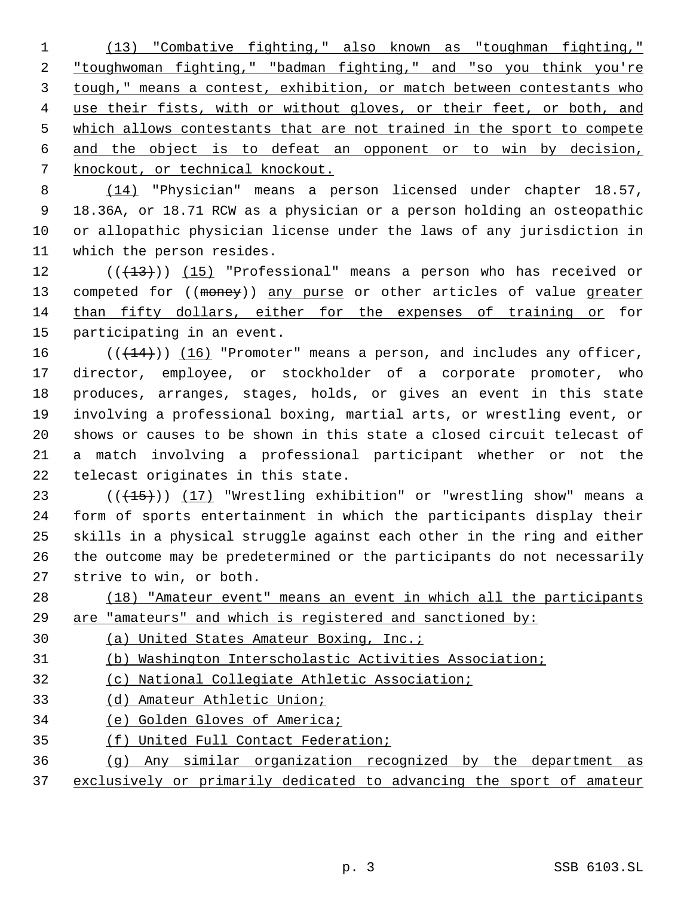(13) "Combative fighting," also known as "toughman fighting," "toughwoman fighting," "badman fighting," and "so you think you're tough," means a contest, exhibition, or match between contestants who use their fists, with or without gloves, or their feet, or both, and which allows contestants that are not trained in the sport to compete and the object is to defeat an opponent or to win by decision, knockout, or technical knockout.

(14) "Physician" means a person licensed under chapter 18.57, 18.36A, or 18.71 RCW as a physician or a person holding an osteopathic or allopathic physician license under the laws of any jurisdiction in which the person resides.

(((13))) (15) "Professional" means a person who has received or competed for ((money)) any purse or other articles of value greater than fifty dollars, either for the expenses of training or for participating in an event.

(((14))) (16) "Promoter" means a person, and includes any officer, director, employee, or stockholder of a corporate promoter, who produces, arranges, stages, holds, or gives an event in this state involving a professional boxing, martial arts, or wrestling event, or shows or causes to be shown in this state a closed circuit telecast of a match involving a professional participant whether or not the telecast originates in this state.

(((15))) (17) "Wrestling exhibition" or "wrestling show" means a form of sports entertainment in which the participants display their skills in a physical struggle against each other in the ring and either the outcome may be predetermined or the participants do not necessarily strive to win, or both.

(18) "Amateur event" means an event in which all the participants are "amateurs" and which is registered and sanctioned by:

(a) United States Amateur Boxing, Inc.;

(b) Washington Interscholastic Activities Association;

(c) National Collegiate Athletic Association;

(d) Amateur Athletic Union;

(e) Golden Gloves of America;

(f) United Full Contact Federation;

(g) Any similar organization recognized by the department as exclusively or primarily dedicated to advancing the sport of amateur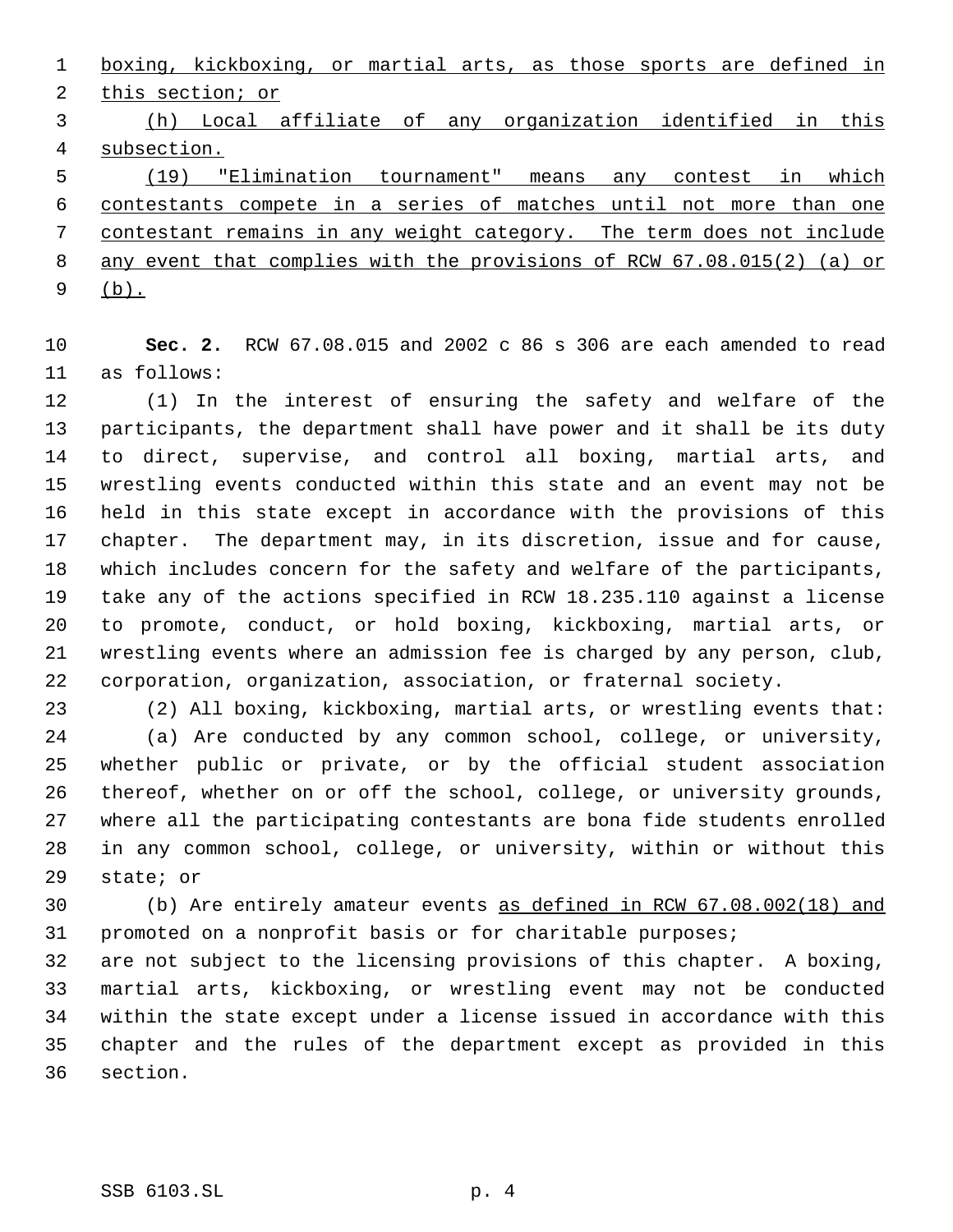boxing, kickboxing, or martial arts, as those sports are defined in this section; or

(h) Local affiliate of any organization identified in this subsection.

(19) "Elimination tournament" means any contest in which contestants compete in a series of matches until not more than one contestant remains in any weight category. The term does not include any event that complies with the provisions of RCW 67.08.015(2) (a) or (b).

**Sec. 2.** RCW 67.08.015 and 2002 c 86 s 306 are each amended to read as follows:

(1) In the interest of ensuring the safety and welfare of the participants, the department shall have power and it shall be its duty to direct, supervise, and control all boxing, martial arts, and wrestling events conducted within this state and an event may not be held in this state except in accordance with the provisions of this chapter. The department may, in its discretion, issue and for cause, which includes concern for the safety and welfare of the participants, take any of the actions specified in RCW 18.235.110 against a license to promote, conduct, or hold boxing, kickboxing, martial arts, or wrestling events where an admission fee is charged by any person, club, corporation, organization, association, or fraternal society.

(2) All boxing, kickboxing, martial arts, or wrestling events that:

(a) Are conducted by any common school, college, or university, whether public or private, or by the official student association thereof, whether on or off the school, college, or university grounds, where all the participating contestants are bona fide students enrolled in any common school, college, or university, within or without this state; or

(b) Are entirely amateur events as defined in RCW 67.08.002(18) and promoted on a nonprofit basis or for charitable purposes;

are not subject to the licensing provisions of this chapter. A boxing, martial arts, kickboxing, or wrestling event may not be conducted within the state except under a license issued in accordance with this chapter and the rules of the department except as provided in this section.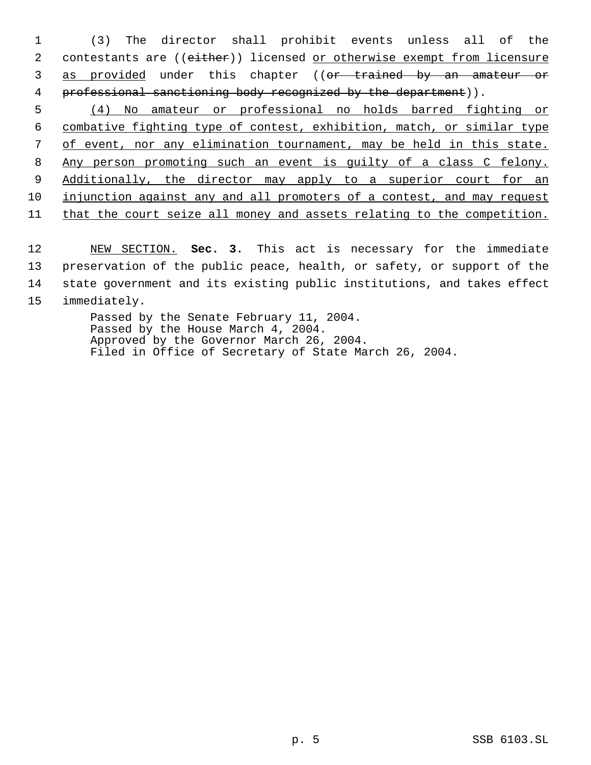(3) The director shall prohibit events unless all of the contestants are ((~~either~~)) licensed <u>or otherwise exempt from licensure as provided</u> under this chapter ((~~or trained by an amateur or professional sanctioning body recognized by the department~~)).

<u>(4) No amateur or professional no holds barred fighting or combative fighting type of contest, exhibition, match, or similar type of event, nor any elimination tournament, may be held in this state. Any person promoting such an event is guilty of a class C felony. Additionally, the director may apply to a superior court for an injunction against any and all promoters of a contest, and may request that the court seize all money and assets relating to the competition.</u>

<u>NEW SECTION.</u> **Sec. 3.** This act is necessary for the immediate preservation of the public peace, health, or safety, or support of the state government and its existing public institutions, and takes effect immediately.

Passed by the Senate February 11, 2004.
Passed by the House March 4, 2004.
Approved by the Governor March 26, 2004.
Filed in Office of Secretary of State March 26, 2004.